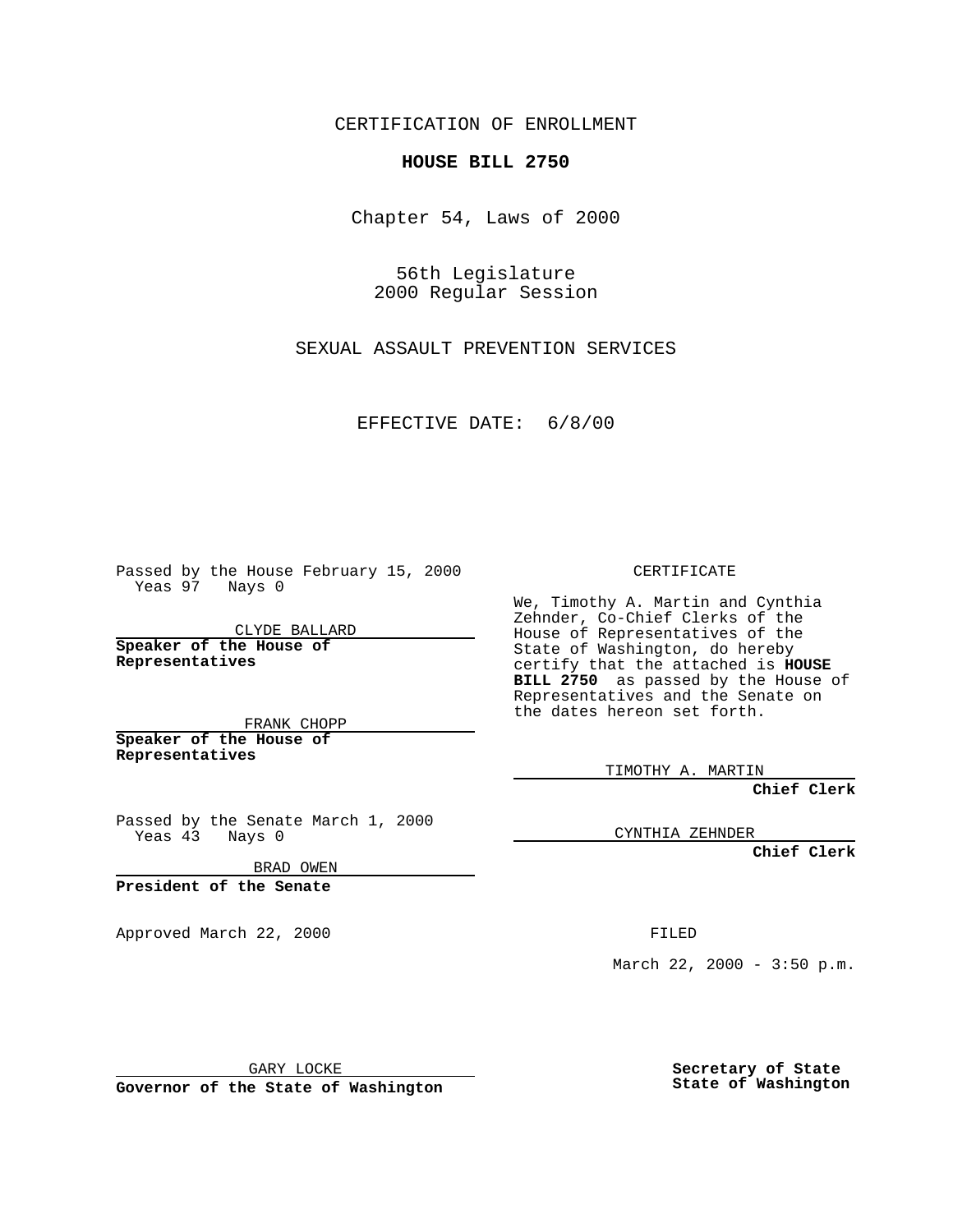CERTIFICATION OF ENROLLMENT

**HOUSE BILL 2750**

Chapter 54, Laws of 2000

56th Legislature
2000 Regular Session

SEXUAL ASSAULT PREVENTION SERVICES

EFFECTIVE DATE: 6/8/00

Passed by the House February 15, 2000
Yeas 97 Nays 0

CLYDE BALLARD
**Speaker of the House of Representatives**

FRANK CHOPP
**Speaker of the House of Representatives**

Passed by the Senate March 1, 2000
Yeas 43 Nays 0

BRAD OWEN
**President of the Senate**

Approved March 22, 2000

GARY LOCKE
**Governor of the State of Washington**

CERTIFICATE

We, Timothy A. Martin and Cynthia Zehnder, Co-Chief Clerks of the House of Representatives of the State of Washington, do hereby certify that the attached is **HOUSE BILL 2750** as passed by the House of Representatives and the Senate on the dates hereon set forth.

TIMOTHY A. MARTIN
**Chief Clerk**

CYNTHIA ZEHNDER
**Chief Clerk**

FILED

March 22, 2000 - 3:50 p.m.

**Secretary of State**
**State of Washington**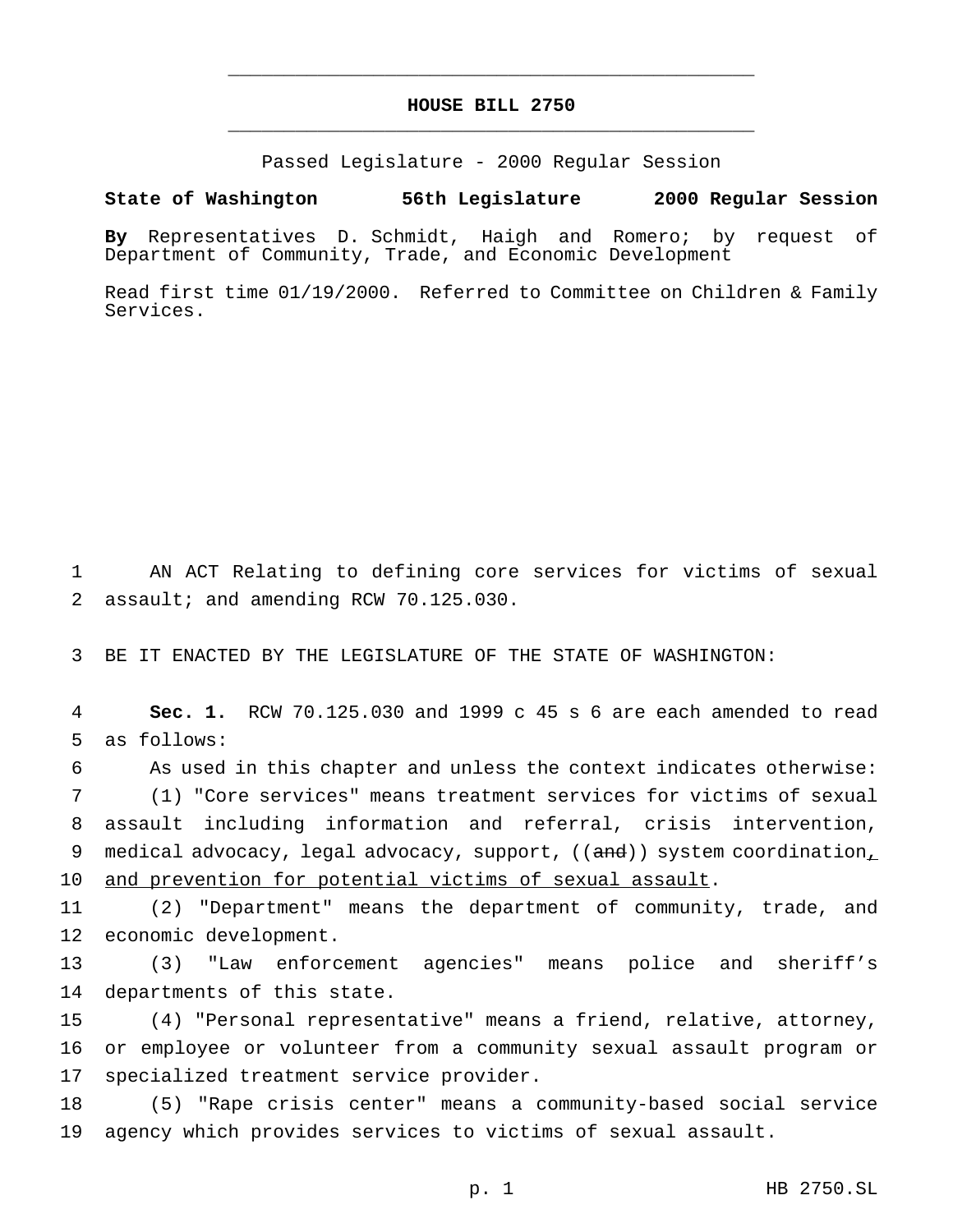# HOUSE BILL 2750

Passed Legislature - 2000 Regular Session

**State of Washington 56th Legislature 2000 Regular Session**

**By** Representatives D. Schmidt, Haigh and Romero; by request of Department of Community, Trade, and Economic Development

Read first time 01/19/2000. Referred to Committee on Children & Family Services.

1 AN ACT Relating to defining core services for victims of sexual
2 assault; and amending RCW 70.125.030.

3 BE IT ENACTED BY THE LEGISLATURE OF THE STATE OF WASHINGTON:

4 **Sec. 1.** RCW 70.125.030 and 1999 c 45 s 6 are each amended to read
5 as follows:

6 As used in this chapter and unless the context indicates otherwise:

7 (1) "Core services" means treatment services for victims of sexual
8 assault including information and referral, crisis intervention,
9 medical advocacy, legal advocacy, support, ((~~and~~)) system coordination<u>,</u>
10 <u>and prevention for potential victims of sexual assault</u>.

11 (2) "Department" means the department of community, trade, and
12 economic development.

13 (3) "Law enforcement agencies" means police and sheriff's
14 departments of this state.

15 (4) "Personal representative" means a friend, relative, attorney,
16 or employee or volunteer from a community sexual assault program or
17 specialized treatment service provider.

18 (5) "Rape crisis center" means a community-based social service
19 agency which provides services to victims of sexual assault.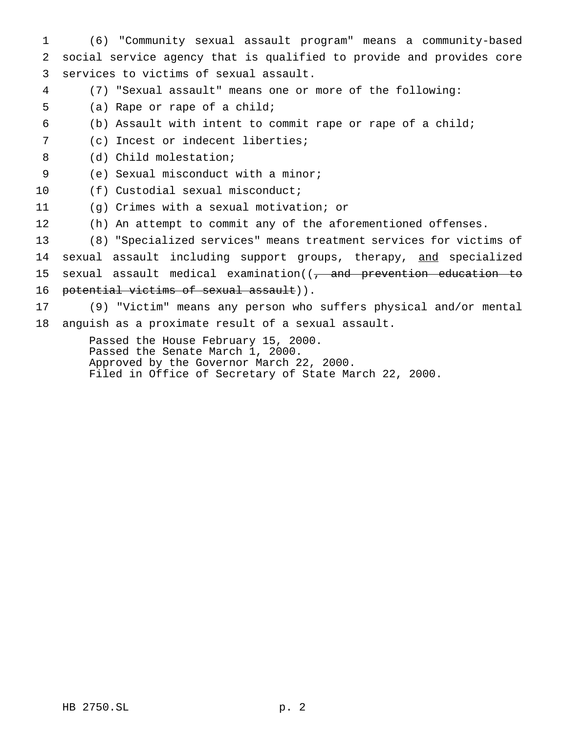(6) "Community sexual assault program" means a community-based social service agency that is qualified to provide and provides core services to victims of sexual assault.

(7) "Sexual assault" means one or more of the following:

(a) Rape or rape of a child;

(b) Assault with intent to commit rape or rape of a child;

(c) Incest or indecent liberties;

(d) Child molestation;

(e) Sexual misconduct with a minor;

(f) Custodial sexual misconduct;

(g) Crimes with a sexual motivation; or

(h) An attempt to commit any of the aforementioned offenses.

(8) "Specialized services" means treatment services for victims of sexual assault including support groups, therapy, <u>and</u> specialized sexual assault medical examination((~~, and prevention education to potential victims of sexual assault~~)).

(9) "Victim" means any person who suffers physical and/or mental anguish as a proximate result of a sexual assault.

Passed the House February 15, 2000.
Passed the Senate March 1, 2000.
Approved by the Governor March 22, 2000.
Filed in Office of Secretary of State March 22, 2000.